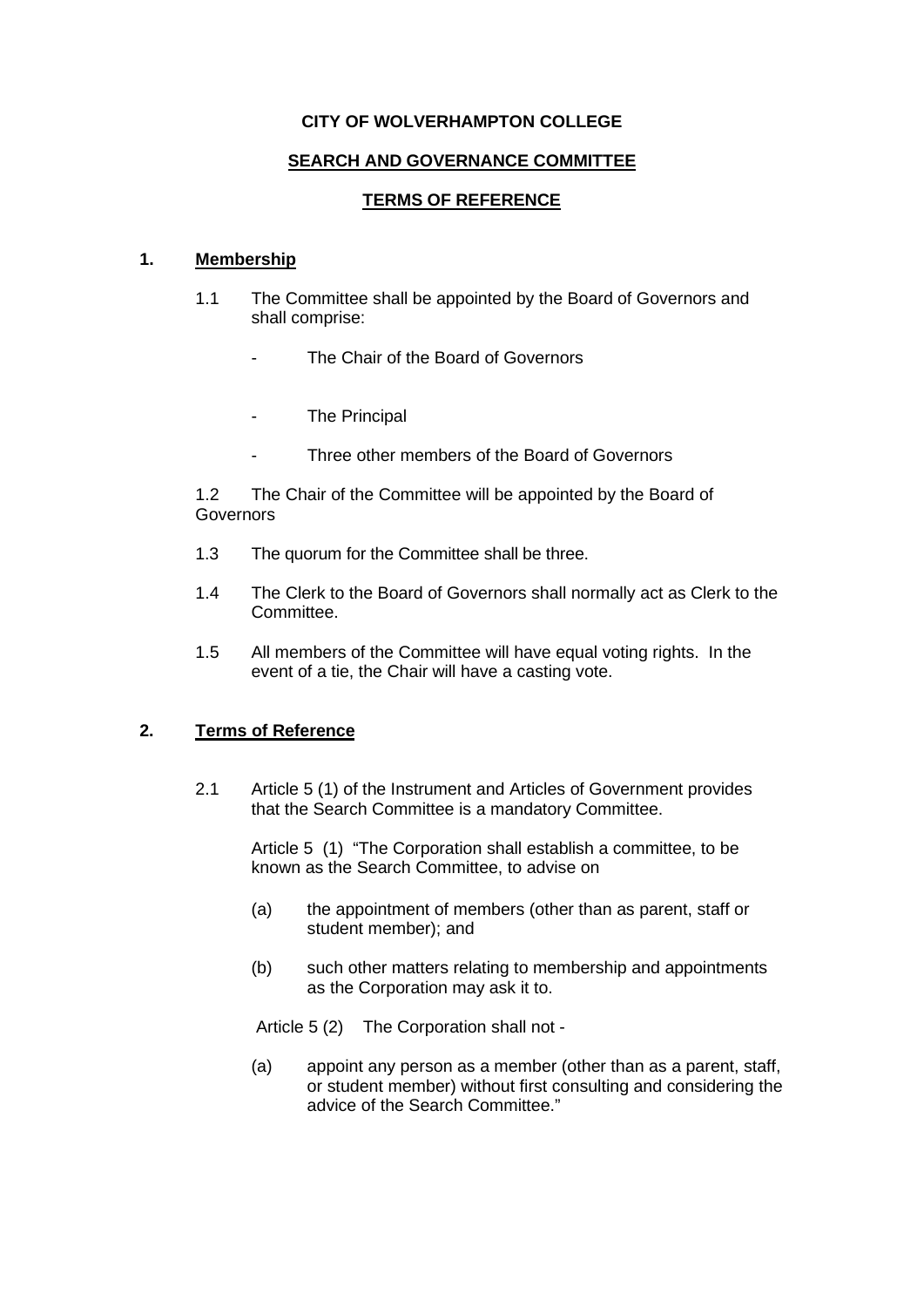**CITY OF WOLVERHAMPTON COLLEGE**

**SEARCH AND GOVERNANCE COMMITTEE**

**TERMS OF REFERENCE**

## 1. Membership

1.1 The Committee shall be appointed by the Board of Governors and shall comprise:

- The Chair of the Board of Governors
- The Principal
- Three other members of the Board of Governors

1.2 The Chair of the Committee will be appointed by the Board of Governors

1.3 The quorum for the Committee shall be three.

1.4 The Clerk to the Board of Governors shall normally act as Clerk to the Committee.

1.5 All members of the Committee will have equal voting rights. In the event of a tie, the Chair will have a casting vote.

## 2. Terms of Reference

2.1 Article 5 (1) of the Instrument and Articles of Government provides that the Search Committee is a mandatory Committee.

Article 5 (1) "The Corporation shall establish a committee, to be known as the Search Committee, to advise on

(a) the appointment of members (other than as parent, staff or student member); and

(b) such other matters relating to membership and appointments as the Corporation may ask it to.

Article 5 (2) The Corporation shall not -

(a) appoint any person as a member (other than as a parent, staff, or student member) without first consulting and considering the advice of the Search Committee."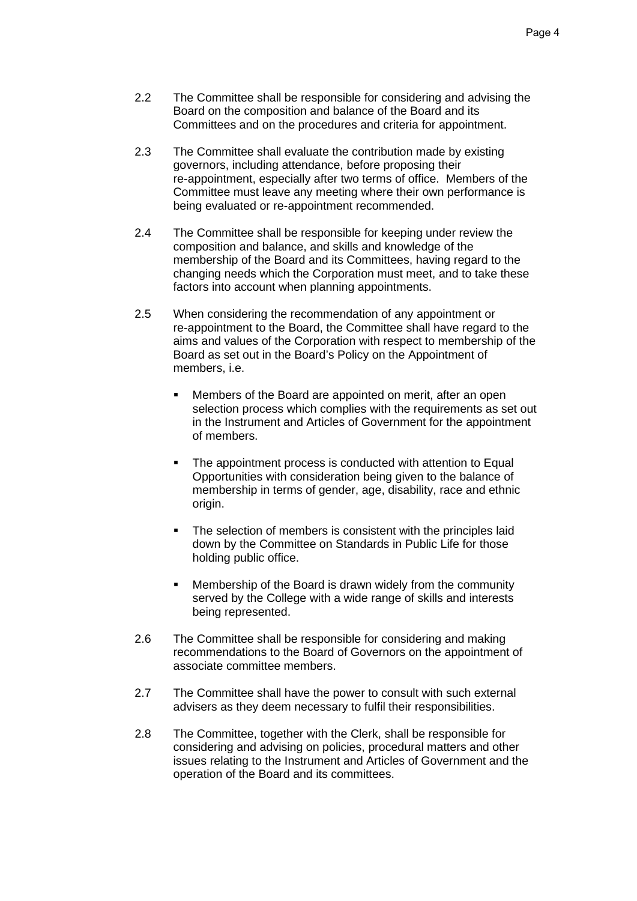2.2 The Committee shall be responsible for considering and advising the Board on the composition and balance of the Board and its Committees and on the procedures and criteria for appointment.

2.3 The Committee shall evaluate the contribution made by existing governors, including attendance, before proposing their re-appointment, especially after two terms of office. Members of the Committee must leave any meeting where their own performance is being evaluated or re-appointment recommended.

2.4 The Committee shall be responsible for keeping under review the composition and balance, and skills and knowledge of the membership of the Board and its Committees, having regard to the changing needs which the Corporation must meet, and to take these factors into account when planning appointments.

2.5 When considering the recommendation of any appointment or re-appointment to the Board, the Committee shall have regard to the aims and values of the Corporation with respect to membership of the Board as set out in the Board's Policy on the Appointment of members, i.e.

- Members of the Board are appointed on merit, after an open selection process which complies with the requirements as set out in the Instrument and Articles of Government for the appointment of members.

- The appointment process is conducted with attention to Equal Opportunities with consideration being given to the balance of membership in terms of gender, age, disability, race and ethnic origin.

- The selection of members is consistent with the principles laid down by the Committee on Standards in Public Life for those holding public office.

- Membership of the Board is drawn widely from the community served by the College with a wide range of skills and interests being represented.

2.6 The Committee shall be responsible for considering and making recommendations to the Board of Governors on the appointment of associate committee members.

2.7 The Committee shall have the power to consult with such external advisers as they deem necessary to fulfil their responsibilities.

2.8 The Committee, together with the Clerk, shall be responsible for considering and advising on policies, procedural matters and other issues relating to the Instrument and Articles of Government and the operation of the Board and its committees.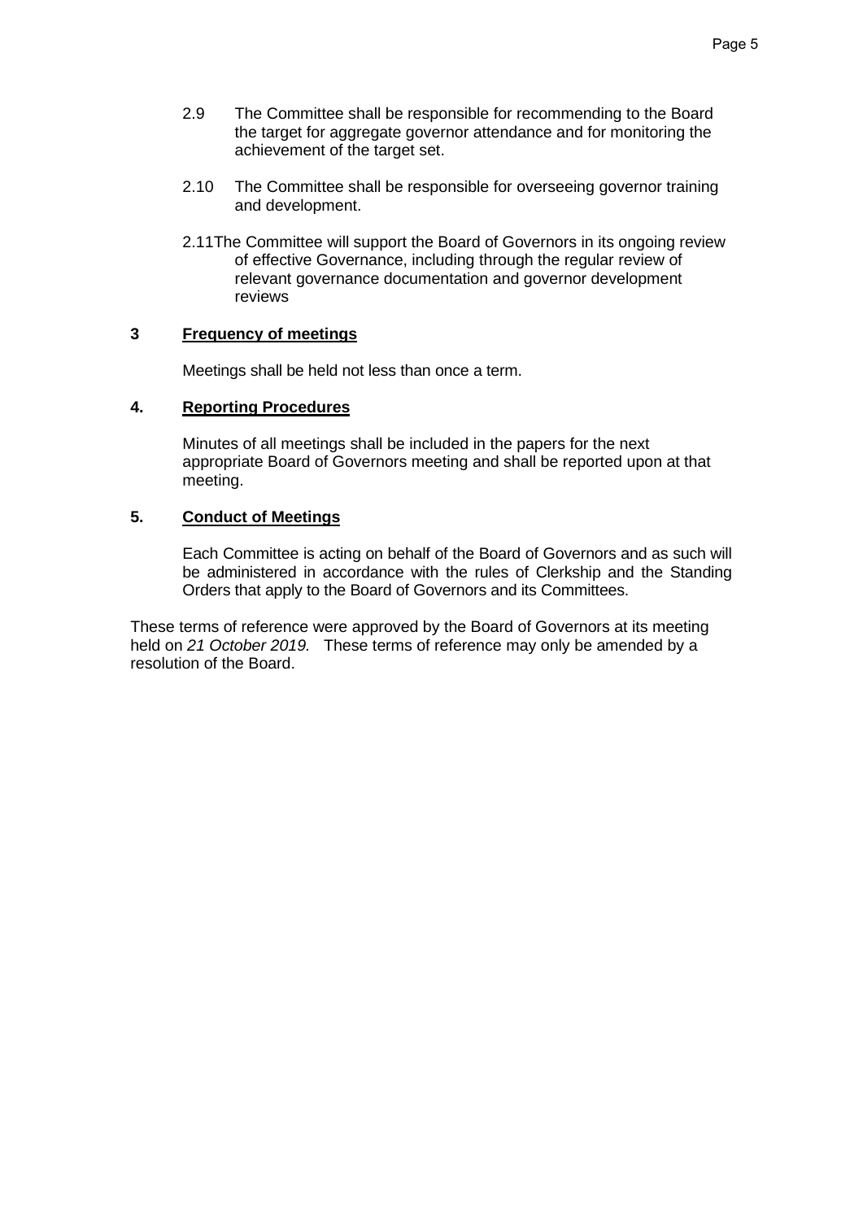2.9 The Committee shall be responsible for recommending to the Board the target for aggregate governor attendance and for monitoring the achievement of the target set.

2.10 The Committee shall be responsible for overseeing governor training and development.

2.11 The Committee will support the Board of Governors in its ongoing review of effective Governance, including through the regular review of relevant governance documentation and governor development reviews

## 3 Frequency of meetings

Meetings shall be held not less than once a term.

## 4. Reporting Procedures

Minutes of all meetings shall be included in the papers for the next appropriate Board of Governors meeting and shall be reported upon at that meeting.

## 5. Conduct of Meetings

Each Committee is acting on behalf of the Board of Governors and as such will be administered in accordance with the rules of Clerkship and the Standing Orders that apply to the Board of Governors and its Committees.

These terms of reference were approved by the Board of Governors at its meeting held on *21 October 2019.* These terms of reference may only be amended by a resolution of the Board.